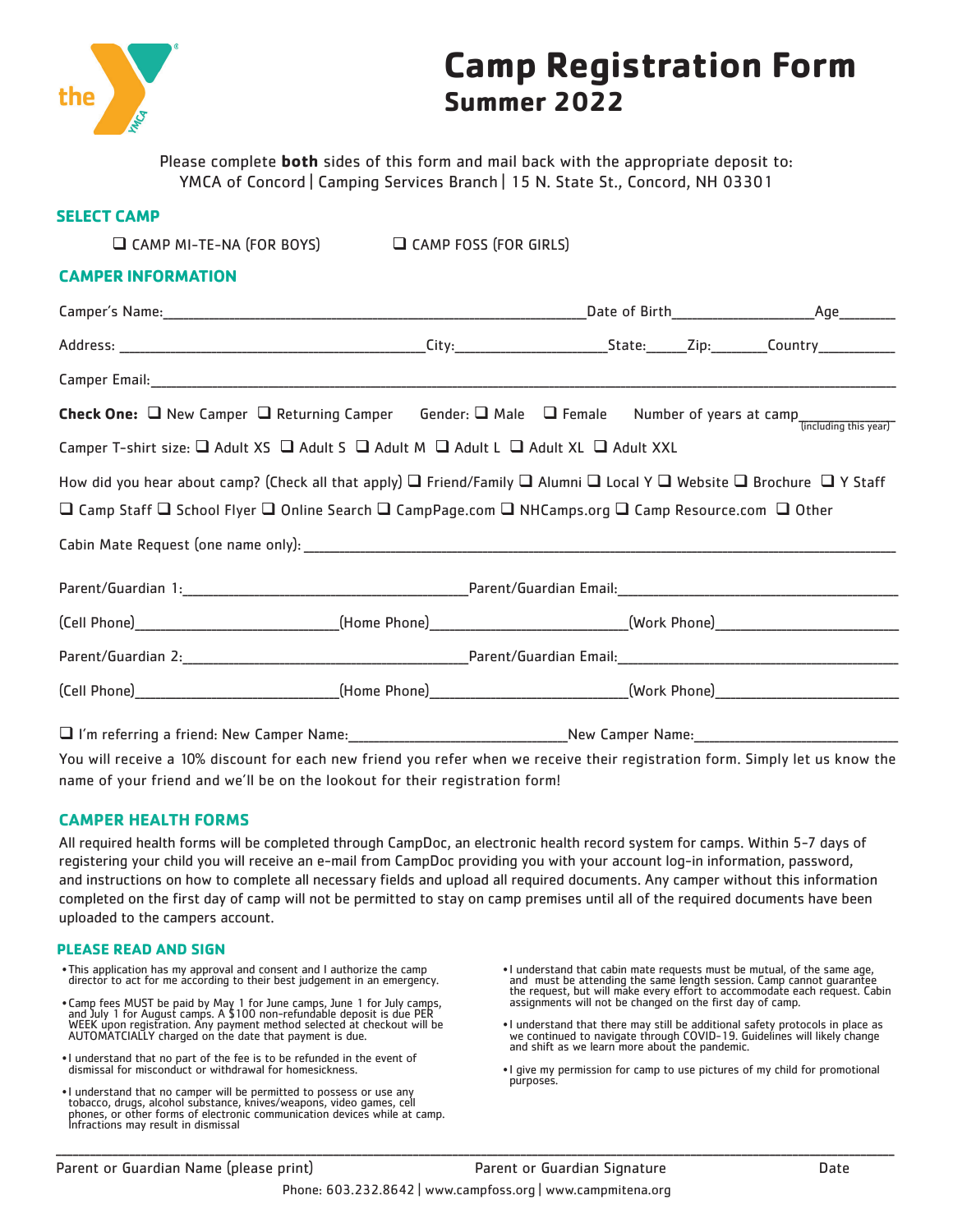# Camp Registration Form
## Summer 2022

Please complete **both** sides of this form and mail back with the appropriate deposit to:
YMCA of Concord | Camping Services Branch | 15 N. State St., Concord, NH 03301

### SELECT CAMP

❑ CAMP MI-TE-NA (FOR BOYS) ❑ CAMP FOSS (FOR GIRLS)

### CAMPER INFORMATION

Camper's Name:______________________________ Date of Birth______________ Age_______

Address: ______________________________ City:______________ State:_____ Zip:_______ Country__________

Camper Email:______________________________________________________________

**Check One:** ❑ New Camper ❑ Returning Camper Gender: ❑ Male ❑ Female Number of years at camp__________ (including this year)

Camper T-shirt size: ❑ Adult XS ❑ Adult S ❑ Adult M ❑ Adult L ❑ Adult XL ❑ Adult XXL

How did you hear about camp? (Check all that apply) ❑ Friend/Family ❑ Alumni ❑ Local Y ❑ Website ❑ Brochure ❑ Y Staff ❑ Camp Staff ❑ School Flyer ❑ Online Search ❑ CampPage.com ❑ NHCamps.org ❑ Camp Resource.com ❑ Other

Cabin Mate Request (one name only): ______________________________________________

Parent/Guardian 1:______________________________ Parent/Guardian Email:______________________________

(Cell Phone)____________________ (Home Phone)____________________ (Work Phone)____________________

Parent/Guardian 2:______________________________ Parent/Guardian Email:______________________________

(Cell Phone)____________________ (Home Phone)____________________ (Work Phone)____________________

❑ I'm referring a friend: New Camper Name:______________________ New Camper Name:______________________

You will receive a 10% discount for each new friend you refer when we receive their registration form. Simply let us know the name of your friend and we'll be on the lookout for their registration form!

### CAMPER HEALTH FORMS

All required health forms will be completed through CampDoc, an electronic health record system for camps. Within 5-7 days of registering your child you will receive an e-mail from CampDoc providing you with your account log-in information, password, and instructions on how to complete all necessary fields and upload all required documents. Any camper without this information completed on the first day of camp will not be permitted to stay on camp premises until all of the required documents have been uploaded to the campers account.

### PLEASE READ AND SIGN

- This application has my approval and consent and I authorize the camp director to act for me according to their best judgement in an emergency.
- Camp fees MUST be paid by May 1 for June camps, June 1 for July camps, and July 1 for August camps. A $100 non-refundable deposit is due PER WEEK upon registration. Any payment method selected at checkout will be AUTOMATCIALLY charged on the date that payment is due.
- I understand that no part of the fee is to be refunded in the event of dismissal for misconduct or withdrawal for homesickness.
- I understand that no camper will be permitted to possess or use any tobacco, drugs, alcohol substance, knives/weapons, video games, cell phones, or other forms of electronic communication devices while at camp. Infractions may result in dismissal
- I understand that cabin mate requests must be mutual, of the same age, and must be attending the same length session. Camp cannot guarantee the request, but will make every effort to accommodate each request. Cabin assignments will not be changed on the first day of camp.
- I understand that there may still be additional safety protocols in place as we continued to navigate through COVID-19. Guidelines will likely change and shift as we learn more about the pandemic.
- I give my permission for camp to use pictures of my child for promotional purposes.

______________________________________________________________________________

Parent or Guardian Name (please print) Parent or Guardian Signature Date

Phone: 603.232.8642 | www.campfoss.org | www.campmitena.org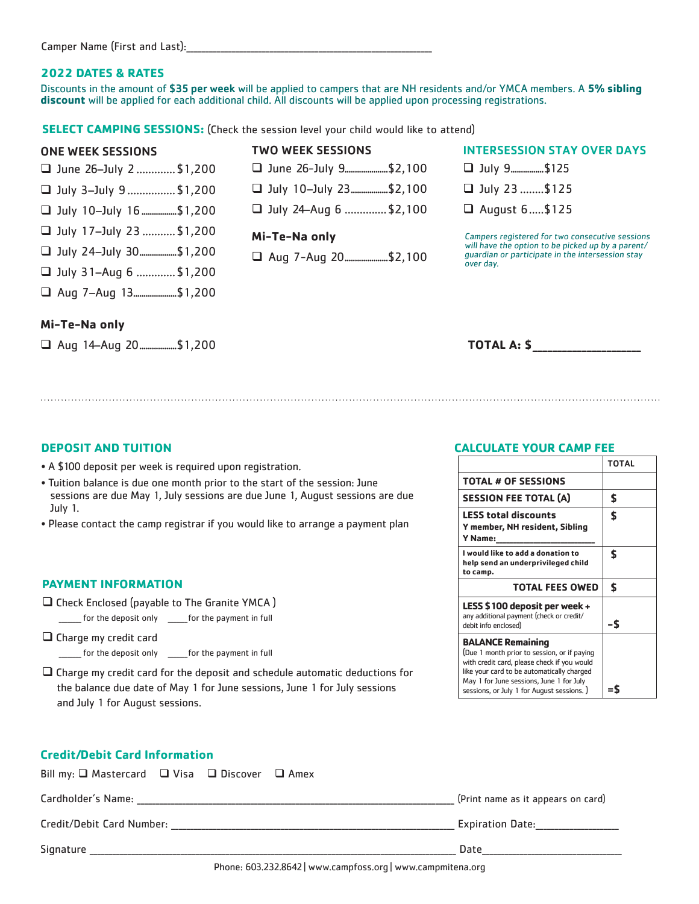Camper Name (First and Last):_______________________________________________

## 2022 DATES & RATES

Discounts in the amount of **$35 per week** will be applied to campers that are NH residents and/or YMCA members. A **5% sibling discount** will be applied for each additional child. All discounts will be applied upon processing registrations.

**SELECT CAMPING SESSIONS:** (Check the session level your child would like to attend)

### ONE WEEK SESSIONS

- ❑ June 26–July 2 ............ $1,200
- ❑ July 3–July 9 ................ $1,200
- ❑ July 10–July 16 ............ $1,200
- ❑ July 17–July 23 ........... $1,200
- ❑ July 24–July 30............ $1,200
- ❑ July 31–Aug 6 ............. $1,200
- ❑ Aug 7–Aug 13............... $1,200

**Mi-Te-Na only**

- ❑ Aug 14–Aug 20............ $1,200

### TWO WEEK SESSIONS

- ❑ June 26-July 9............... $2,100
- ❑ July 10–July 23............. $2,100
- ❑ July 24–Aug 6 ............. $2,100

**Mi-Te-Na only**

- ❑ Aug 7-Aug 20............... $2,100

### INTERSESSION STAY OVER DAYS

- ❑ July 9................ $125
- ❑ July 23 ........ $125
- ❑ August 6..... $125

*Campers registered for two consecutive sessions will have the option to be picked up by a parent/ guardian or participate in the intersession stay over day.*

**TOTAL A: $__________________**

## DEPOSIT AND TUITION

- A $100 deposit per week is required upon registration.
- Tuition balance is due one month prior to the start of the session: June sessions are due May 1, July sessions are due June 1, August sessions are due July 1.
- Please contact the camp registrar if you would like to arrange a payment plan

## PAYMENT INFORMATION

❑ Check Enclosed (payable to The Granite YMCA )
_____ for the deposit only _____for the payment in full

❑ Charge my credit card
_____ for the deposit only _____for the payment in full

❑ Charge my credit card for the deposit and schedule automatic deductions for the balance due date of May 1 for June sessions, June 1 for July sessions and July 1 for August sessions.

## CALCULATE YOUR CAMP FEE

| | TOTAL |
|---|---|
| **TOTAL # OF SESSIONS** | |
| **SESSION FEE TOTAL (A)** | **$** |
| **LESS total discounts** **Y member, NH resident, Sibling** **Y Name:__________________** | **$** |
| **I would like to add a donation to help send an underprivileged child to camp.** | **$** |
| **TOTAL FEES OWED** | **$** |
| **LESS $100 deposit per week +** any additional payment (check or credit/ debit info enclosed) | **-$** |
| **BALANCE Remaining** (Due 1 month prior to session, or if paying with credit card, please check if you would like your card to be automatically charged May 1 for June sessions, June 1 for July sessions, or July 1 for August sessions. ) | **=$** |

## Credit/Debit Card Information

Bill my: ❑ Mastercard ❑ Visa ❑ Discover ❑ Amex

Cardholder's Name: _______________________________________________ (Print name as it appears on card)

Credit/Debit Card Number: _______________________________________________ Expiration Date:_______________

Signature _______________________________________________ Date__________________________

Phone: 603.232.8642 | www.campfoss.org | www.campmitena.org